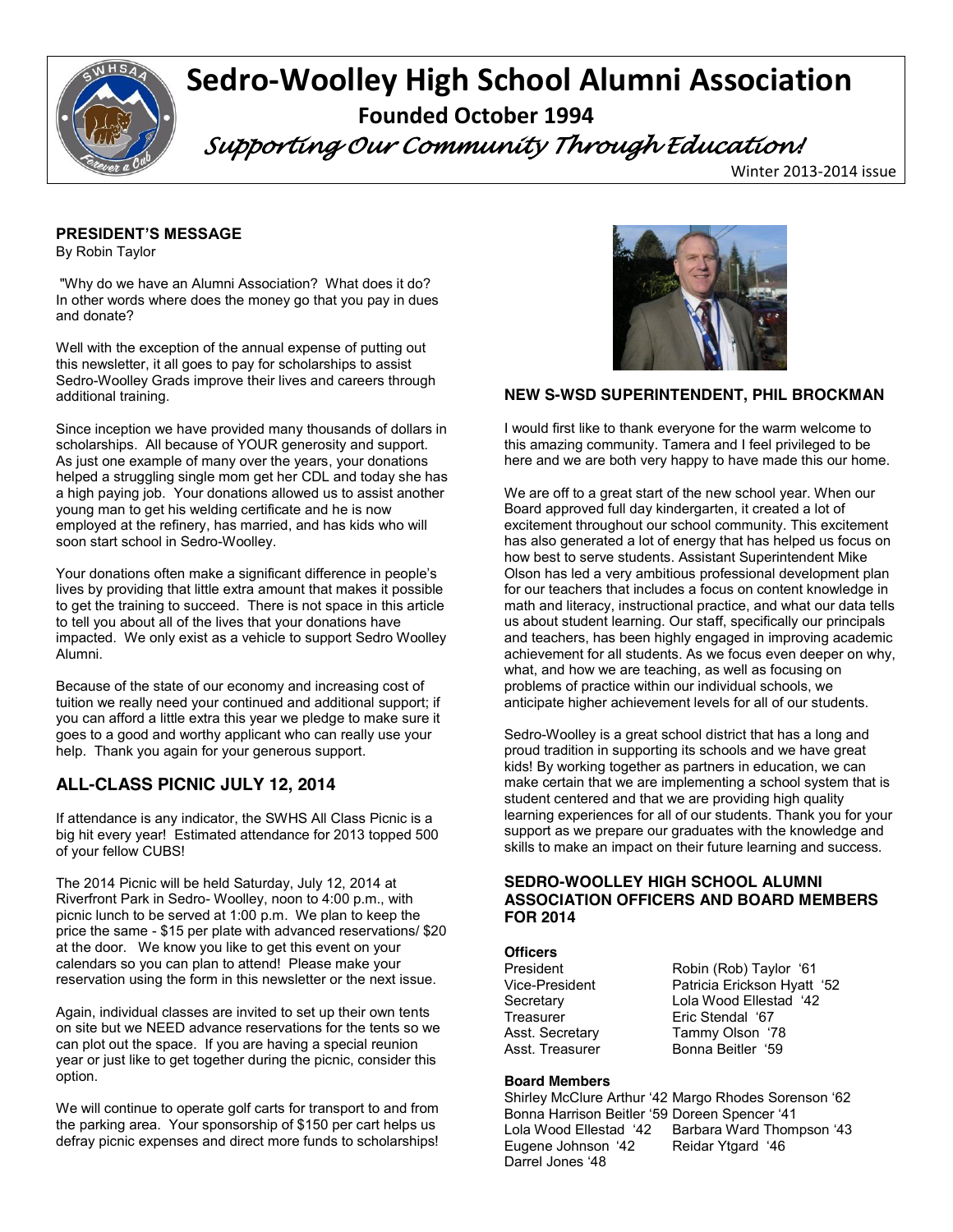# Sedro-Woolley High School Alumni Association

**Founded October 1994**

*Supporting Our Community Through Education!*

Winter 2013-2014 issue

## PRESIDENT'S MESSAGE

By Robin Taylor

"Why do we have an Alumni Association? What does it do? In other words where does the money go that you pay in dues and donate?

Well with the exception of the annual expense of putting out this newsletter, it all goes to pay for scholarships to assist Sedro-Woolley Grads improve their lives and careers through additional training.

Since inception we have provided many thousands of dollars in scholarships. All because of YOUR generosity and support. As just one example of many over the years, your donations helped a struggling single mom get her CDL and today she has a high paying job. Your donations allowed us to assist another young man to get his welding certificate and he is now employed at the refinery, has married, and has kids who will soon start school in Sedro-Woolley.

Your donations often make a significant difference in people's lives by providing that little extra amount that makes it possible to get the training to succeed. There is not space in this article to tell you about all of the lives that your donations have impacted. We only exist as a vehicle to support Sedro Woolley Alumni.

Because of the state of our economy and increasing cost of tuition we really need your continued and additional support; if you can afford a little extra this year we pledge to make sure it goes to a good and worthy applicant who can really use your help. Thank you again for your generous support.

## ALL-CLASS PICNIC JULY 12, 2014

If attendance is any indicator, the SWHS All Class Picnic is a big hit every year! Estimated attendance for 2013 topped 500 of your fellow CUBS!

The 2014 Picnic will be held Saturday, July 12, 2014 at Riverfront Park in Sedro- Woolley, noon to 4:00 p.m., with picnic lunch to be served at 1:00 p.m. We plan to keep the price the same - $15 per plate with advanced reservations/ $20 at the door. We know you like to get this event on your calendars so you can plan to attend! Please make your reservation using the form in this newsletter or the next issue.

Again, individual classes are invited to set up their own tents on site but we NEED advance reservations for the tents so we can plot out the space. If you are having a special reunion year or just like to get together during the picnic, consider this option.

We will continue to operate golf carts for transport to and from the parking area. Your sponsorship of $150 per cart helps us defray picnic expenses and direct more funds to scholarships!

## NEW S-WSD SUPERINTENDENT, PHIL BROCKMAN

I would first like to thank everyone for the warm welcome to this amazing community. Tamera and I feel privileged to be here and we are both very happy to have made this our home.

We are off to a great start of the new school year. When our Board approved full day kindergarten, it created a lot of excitement throughout our school community. This excitement has also generated a lot of energy that has helped us focus on how best to serve students. Assistant Superintendent Mike Olson has led a very ambitious professional development plan for our teachers that includes a focus on content knowledge in math and literacy, instructional practice, and what our data tells us about student learning. Our staff, specifically our principals and teachers, has been highly engaged in improving academic achievement for all students. As we focus even deeper on why, what, and how we are teaching, as well as focusing on problems of practice within our individual schools, we anticipate higher achievement levels for all of our students.

Sedro-Woolley is a great school district that has a long and proud tradition in supporting its schools and we have great kids! By working together as partners in education, we can make certain that we are implementing a school system that is student centered and that we are providing high quality learning experiences for all of our students. Thank you for your support as we prepare our graduates with the knowledge and skills to make an impact on their future learning and success.

## SEDRO-WOOLLEY HIGH SCHOOL ALUMNI ASSOCIATION OFFICERS AND BOARD MEMBERS FOR 2014

### Officers

| | |
|---|---|
| President | Robin (Rob) Taylor '61 |
| Vice-President | Patricia Erickson Hyatt '52 |
| Secretary | Lola Wood Ellestad '42 |
| Treasurer | Eric Stendal '67 |
| Asst. Secretary | Tammy Olson '78 |
| Asst. Treasurer | Bonna Beitler '59 |

### Board Members

| | |
|---|---|
| Shirley McClure Arthur '42 | Margo Rhodes Sorenson '62 |
| Bonna Harrison Beitler '59 | Doreen Spencer '41 |
| Lola Wood Ellestad '42 | Barbara Ward Thompson '43 |
| Eugene Johnson '42 | Reidar Ytgard '46 |
| Darrel Jones '48 | |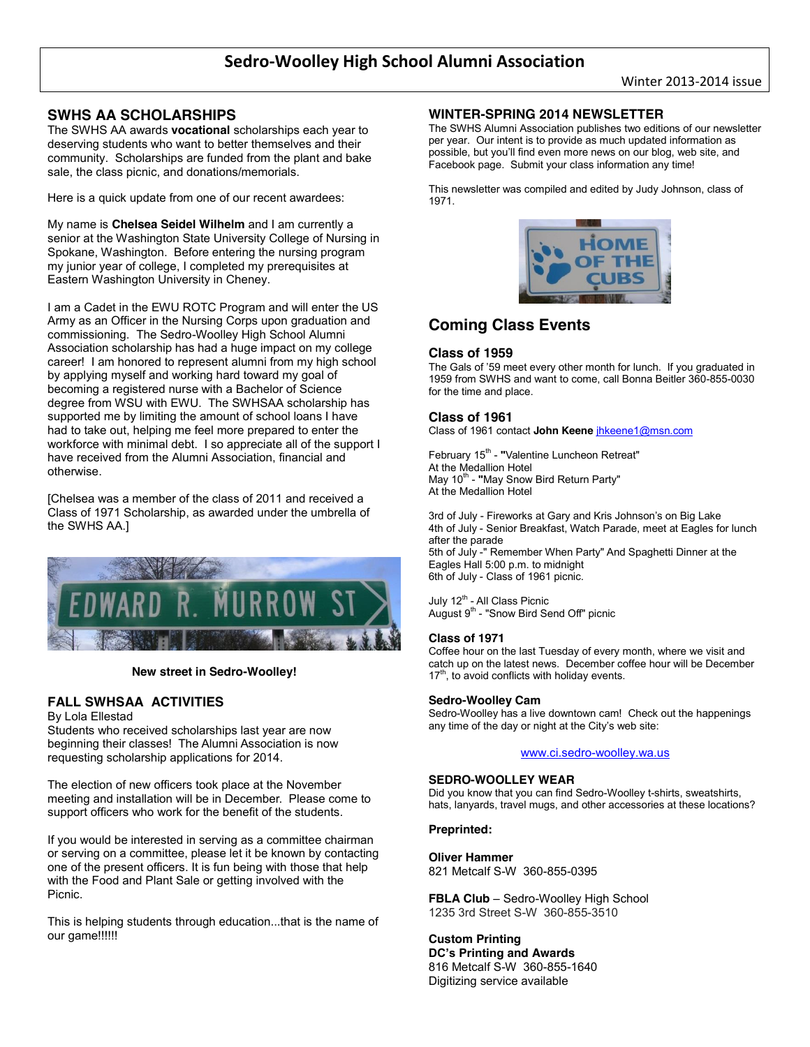# Sedro-Woolley High School Alumni Association

Winter 2013-2014 issue

## SWHS AA SCHOLARSHIPS

The SWHS AA awards **vocational** scholarships each year to deserving students who want to better themselves and their community. Scholarships are funded from the plant and bake sale, the class picnic, and donations/memorials.

Here is a quick update from one of our recent awardees:

My name is **Chelsea Seidel Wilhelm** and I am currently a senior at the Washington State University College of Nursing in Spokane, Washington. Before entering the nursing program my junior year of college, I completed my prerequisites at Eastern Washington University in Cheney.

I am a Cadet in the EWU ROTC Program and will enter the US Army as an Officer in the Nursing Corps upon graduation and commissioning. The Sedro-Woolley High School Alumni Association scholarship has had a huge impact on my college career! I am honored to represent alumni from my high school by applying myself and working hard toward my goal of becoming a registered nurse with a Bachelor of Science degree from WSU with EWU. The SWHSAA scholarship has supported me by limiting the amount of school loans I have had to take out, helping me feel more prepared to enter the workforce with minimal debt. I so appreciate all of the support I have received from the Alumni Association, financial and otherwise.

[Chelsea was a member of the class of 2011 and received a Class of 1971 Scholarship, as awarded under the umbrella of the SWHS AA.]

**New street in Sedro-Woolley!**

## FALL SWHSAA ACTIVITIES

By Lola Ellestad

Students who received scholarships last year are now beginning their classes! The Alumni Association is now requesting scholarship applications for 2014.

The election of new officers took place at the November meeting and installation will be in December. Please come to support officers who work for the benefit of the students.

If you would be interested in serving as a committee chairman or serving on a committee, please let it be known by contacting one of the present officers. It is fun being with those that help with the Food and Plant Sale or getting involved with the Picnic.

This is helping students through education...that is the name of our game!!!!!!

## WINTER-SPRING 2014 NEWSLETTER

The SWHS Alumni Association publishes two editions of our newsletter per year. Our intent is to provide as much updated information as possible, but you'll find even more news on our blog, web site, and Facebook page. Submit your class information any time!

This newsletter was compiled and edited by Judy Johnson, class of 1971.

## Coming Class Events

### Class of 1959

The Gals of '59 meet every other month for lunch. If you graduated in 1959 from SWHS and want to come, call Bonna Beitler 360-855-0030 for the time and place.

### Class of 1961

Class of 1961 contact **John Keene** jhkeene1@msn.com

February 15th - "Valentine Luncheon Retreat"
At the Medallion Hotel
May 10th - "May Snow Bird Return Party"
At the Medallion Hotel

3rd of July - Fireworks at Gary and Kris Johnson's on Big Lake
4th of July - Senior Breakfast, Watch Parade, meet at Eagles for lunch after the parade
5th of July -" Remember When Party" And Spaghetti Dinner at the Eagles Hall 5:00 p.m. to midnight
6th of July - Class of 1961 picnic.

July 12th - All Class Picnic
August 9th - "Snow Bird Send Off" picnic

### Class of 1971

Coffee hour on the last Tuesday of every month, where we visit and catch up on the latest news. December coffee hour will be December 17th, to avoid conflicts with holiday events.

### Sedro-Woolley Cam

Sedro-Woolley has a live downtown cam! Check out the happenings any time of the day or night at the City's web site:

www.ci.sedro-woolley.wa.us

### SEDRO-WOOLLEY WEAR

Did you know that you can find Sedro-Woolley t-shirts, sweatshirts, hats, lanyards, travel mugs, and other accessories at these locations?

**Preprinted:**

**Oliver Hammer**
821 Metcalf S-W 360-855-0395

**FBLA Club** – Sedro-Woolley High School
1235 3rd Street S-W 360-855-3510

**Custom Printing**
**DC's Printing and Awards**
816 Metcalf S-W 360-855-1640
Digitizing service available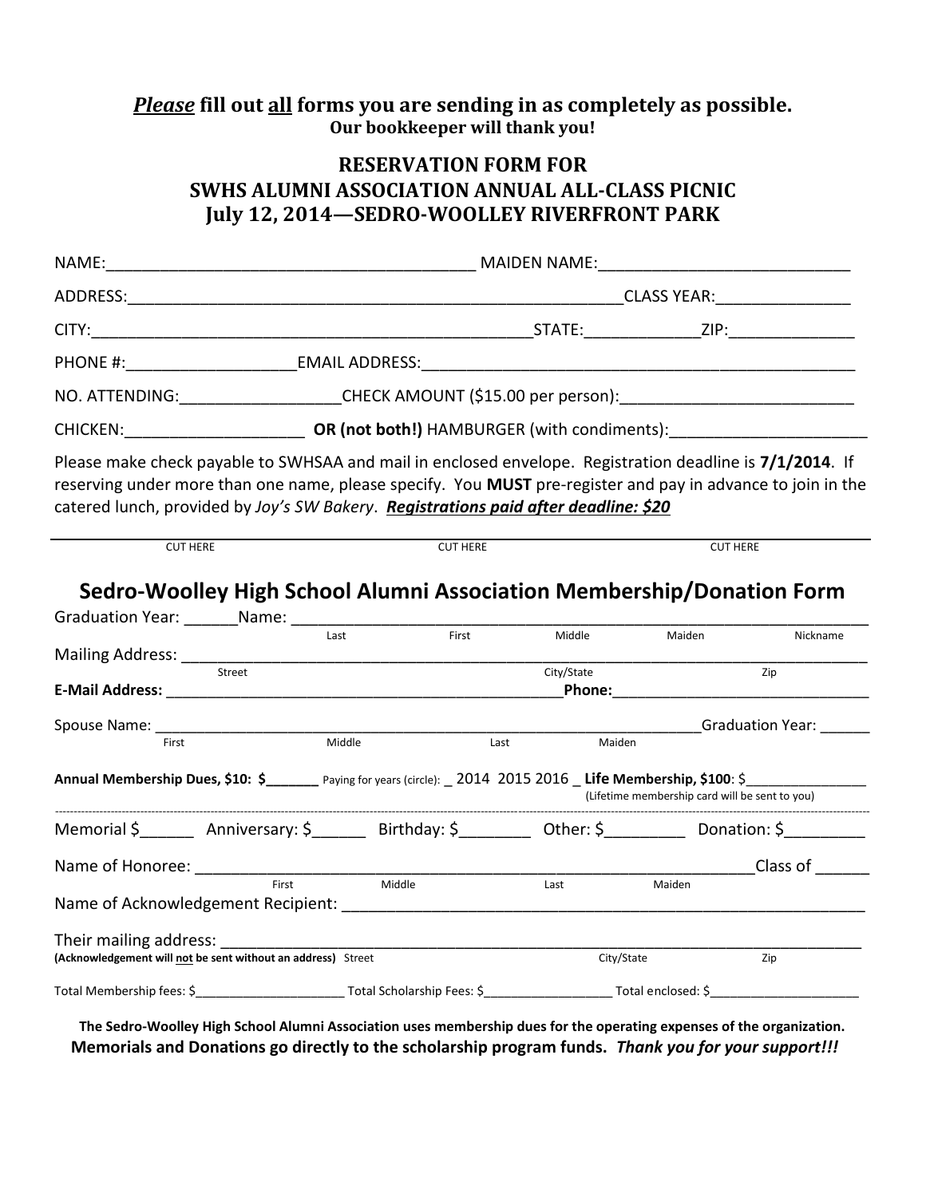**_Please_ fill out _all_ forms you are sending in as completely as possible.**
**Our bookkeeper will thank you!**

## RESERVATION FORM FOR SWHS ALUMNI ASSOCIATION ANNUAL ALL-CLASS PICNIC July 12, 2014—SEDRO-WOOLLEY RIVERFRONT PARK

NAME:________________________________________ MAIDEN NAME:____________________________

ADDRESS:________________________________________________________CLASS YEAR:______________

CITY:_______________________________________________STATE:____________ZIP:_____________

PHONE #:__________________EMAIL ADDRESS:_____________________________________________

NO. ATTENDING:_________________CHECK AMOUNT ($15.00 per person):_________________________

CHICKEN:___________________ **OR (not both!)** HAMBURGER (with condiments):______________________

Please make check payable to SWHSAA and mail in enclosed envelope. Registration deadline is **7/1/2014**. If reserving under more than one name, please specify. You **MUST** pre-register and pay in advance to join in the catered lunch, provided by *Joy's SW Bakery*. ***Registrations paid after deadline: $20***

---

CUT HERE CUT HERE CUT HERE

## Sedro-Woolley High School Alumni Association Membership/Donation Form

Graduation Year: ______Name: ____________________________________________________________
Last First Middle Maiden Nickname

Mailing Address: _______________________________________________________________________
Street City/State Zip

**E-Mail Address:** ___________________________________________**Phone:**____________________________

Spouse Name: ______________________________________________________________Graduation Year: ______
First Middle Last Maiden

**Annual Membership Dues, $10: $_______** Paying for years (circle): _ 2014 2015 2016 _ **Life Membership, $100**: $______________
(Lifetime membership card will be sent to you)

Memorial $______ Anniversary: $______ Birthday: $________ Other: $_________ Donation: $_________

Name of Honoree: __________________________________________________________Class of ______
First Middle Last Maiden

Name of Acknowledgement Recipient: _______________________________________________________

Their mailing address: ____________________________________________________________________
**(Acknowledgement will not be sent without an address)** Street City/State Zip

Total Membership fees: $____________________ Total Scholarship Fees: $_________________ Total enclosed: $_____________________

**The Sedro-Woolley High School Alumni Association uses membership dues for the operating expenses of the organization.**
**Memorials and Donations go directly to the scholarship program funds. *Thank you for your support!!!***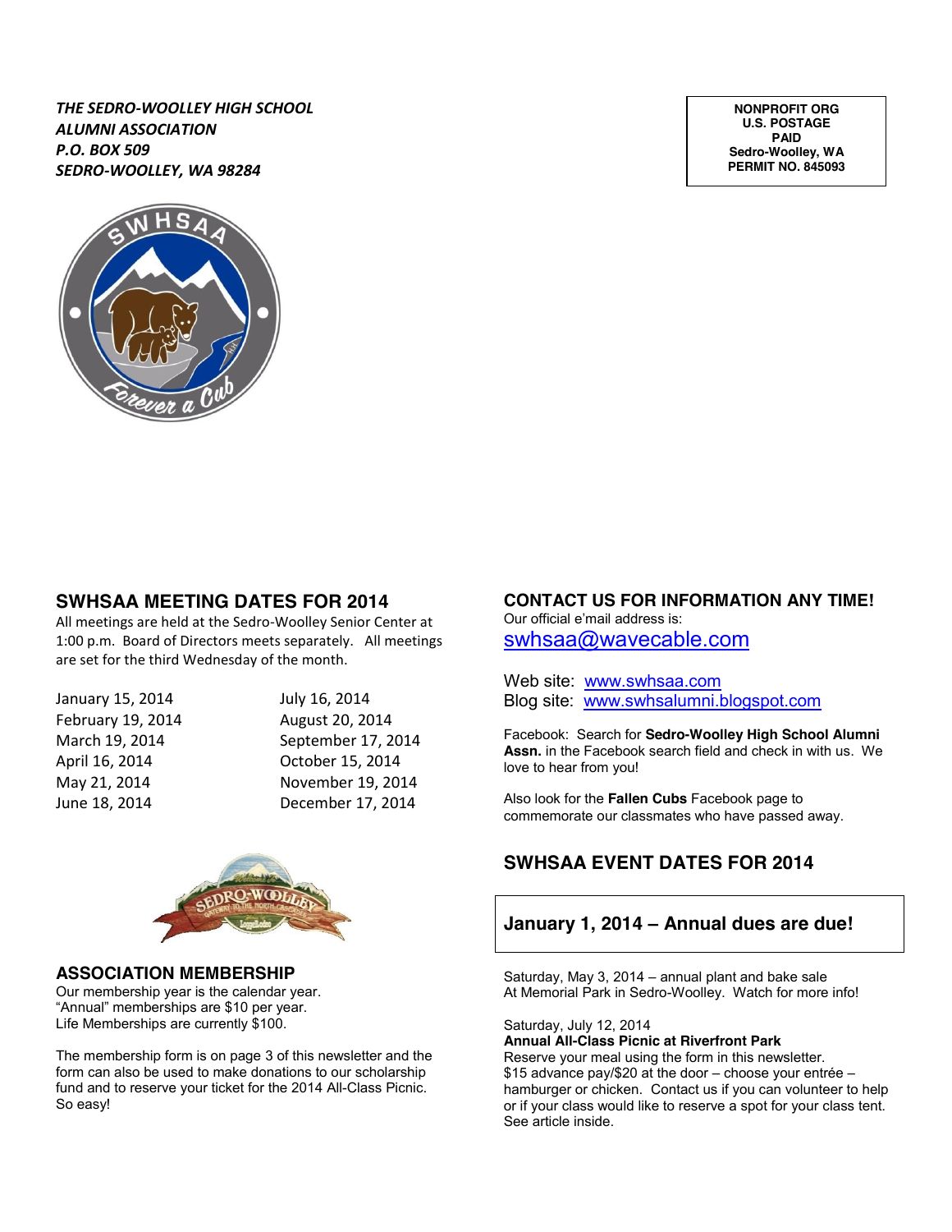*THE SEDRO-WOOLLEY HIGH SCHOOL*
*ALUMNI ASSOCIATION*
*P.O. BOX 509*
*SEDRO-WOOLLEY, WA 98284*

**NONPROFIT ORG**
**U.S. POSTAGE**
**PAID**
**Sedro-Woolley, WA**
**PERMIT NO. 845093**

## SWHSAA MEETING DATES FOR 2014

All meetings are held at the Sedro-Woolley Senior Center at 1:00 p.m. Board of Directors meets separately. All meetings are set for the third Wednesday of the month.

January 15, 2014
February 19, 2014
March 19, 2014
April 16, 2014
May 21, 2014
June 18, 2014
July 16, 2014
August 20, 2014
September 17, 2014
October 15, 2014
November 19, 2014
December 17, 2014

## ASSOCIATION MEMBERSHIP

Our membership year is the calendar year.
"Annual" memberships are $10 per year.
Life Memberships are currently $100.

The membership form is on page 3 of this newsletter and the form can also be used to make donations to our scholarship fund and to reserve your ticket for the 2014 All-Class Picnic. So easy!

## CONTACT US FOR INFORMATION ANY TIME!

Our official e'mail address is:
swhsaa@wavecable.com

Web site: www.swhsaa.com
Blog site: www.swhsalumni.blogspot.com

Facebook: Search for **Sedro-Woolley High School Alumni Assn.** in the Facebook search field and check in with us. We love to hear from you!

Also look for the **Fallen Cubs** Facebook page to commemorate our classmates who have passed away.

## SWHSAA EVENT DATES FOR 2014

**January 1, 2014 – Annual dues are due!**

Saturday, May 3, 2014 – annual plant and bake sale
At Memorial Park in Sedro-Woolley. Watch for more info!

Saturday, July 12, 2014
**Annual All-Class Picnic at Riverfront Park**
Reserve your meal using the form in this newsletter.
$15 advance pay/$20 at the door – choose your entrée – hamburger or chicken. Contact us if you can volunteer to help or if your class would like to reserve a spot for your class tent.
See article inside.